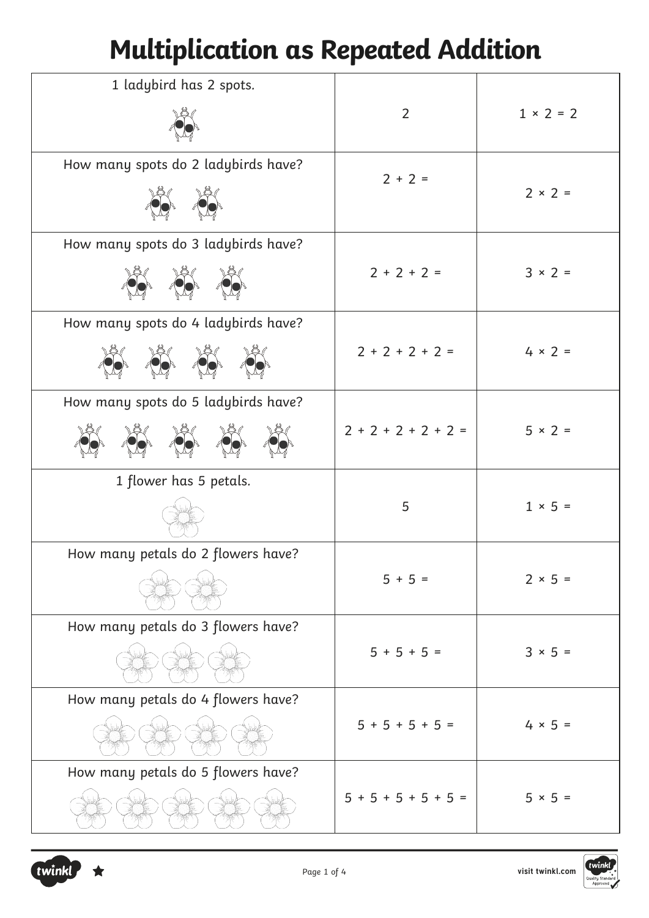# Multiplication as Repeated Addition

| | | |
|---|---|---|
| 1 ladybird has 2 spots. | 2 | $1 \times 2 = 2$ |
| How many spots do 2 ladybirds have? | $2 + 2 =$ | $2 \times 2 =$ |
| How many spots do 3 ladybirds have? | $2 + 2 + 2 =$ | $3 \times 2 =$ |
| How many spots do 4 ladybirds have? | $2 + 2 + 2 + 2 =$ | $4 \times 2 =$ |
| How many spots do 5 ladybirds have? | $2 + 2 + 2 + 2 + 2 =$ | $5 \times 2 =$ |
| 1 flower has 5 petals. | 5 | $1 \times 5 =$ |
| How many petals do 2 flowers have? | $5 + 5 =$ | $2 \times 5 =$ |
| How many petals do 3 flowers have? | $5 + 5 + 5 =$ | $3 \times 5 =$ |
| How many petals do 4 flowers have? | $5 + 5 + 5 + 5 =$ | $4 \times 5 =$ |
| How many petals do 5 flowers have? | $5 + 5 + 5 + 5 + 5 =$ | $5 \times 5 =$ |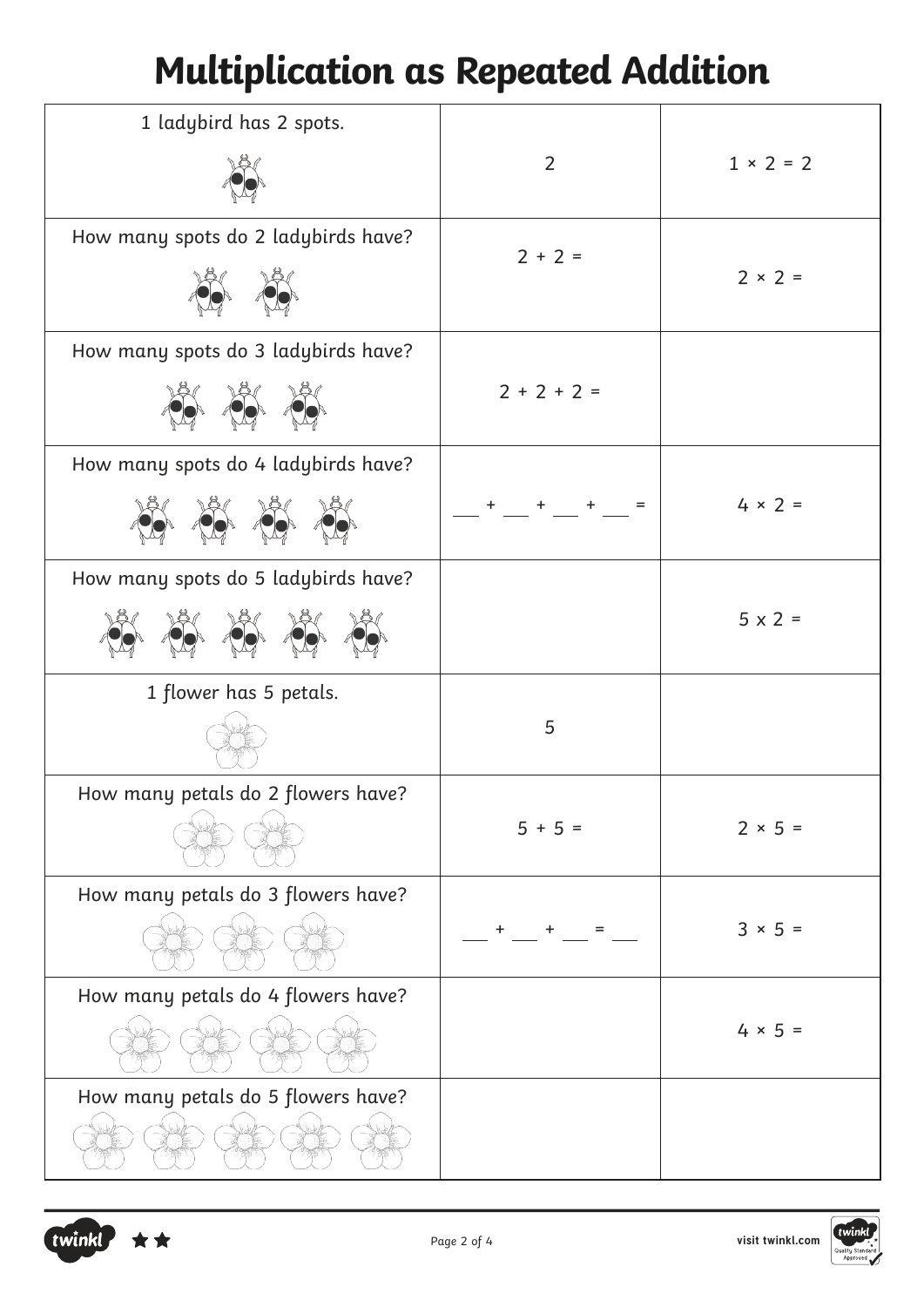# Multiplication as Repeated Addition

| | | |
|---|---|---|
| 1 ladybird has 2 spots. | 2 | $1 \times 2 = 2$ |
| How many spots do 2 ladybirds have? | $2 + 2 =$ | $2 \times 2 =$ |
| How many spots do 3 ladybirds have? | $2 + 2 + 2 =$ | |
| How many spots do 4 ladybirds have? | ___ + ___ + ___ + ___ = | $4 \times 2 =$ |
| How many spots do 5 ladybirds have? | | $5 \times 2 =$ |
| 1 flower has 5 petals. | 5 | |
| How many petals do 2 flowers have? | $5 + 5 =$ | $2 \times 5 =$ |
| How many petals do 3 flowers have? | ___ + ___ + ___ = ___ | $3 \times 5 =$ |
| How many petals do 4 flowers have? | | $4 \times 5 =$ |
| How many petals do 5 flowers have? | | |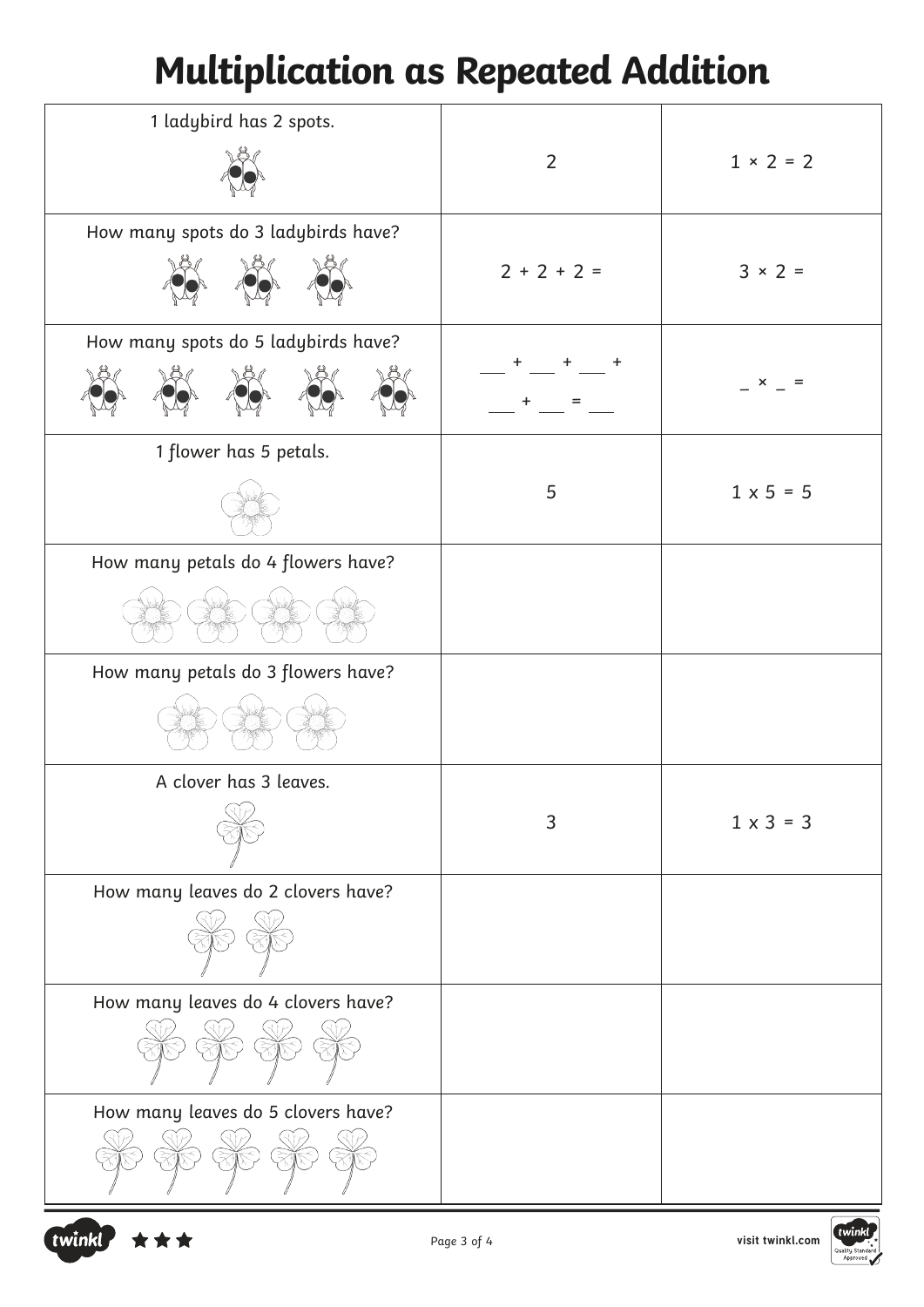# Multiplication as Repeated Addition

| | | |
|---|---|---|
| 1 ladybird has 2 spots. | 2 | $1 \times 2 = 2$ |
| How many spots do 3 ladybirds have? | $2 + 2 + 2 =$ | $3 \times 2 =$ |
| How many spots do 5 ladybirds have? | ___ + ___ + ___ + ___ + ___ = ___ | _ × _ = |
| 1 flower has 5 petals. | 5 | $1 \times 5 = 5$ |
| How many petals do 4 flowers have? | | |
| How many petals do 3 flowers have? | | |
| A clover has 3 leaves. | 3 | $1 \times 3 = 3$ |
| How many leaves do 2 clovers have? | | |
| How many leaves do 4 clovers have? | | |
| How many leaves do 5 clovers have? | | |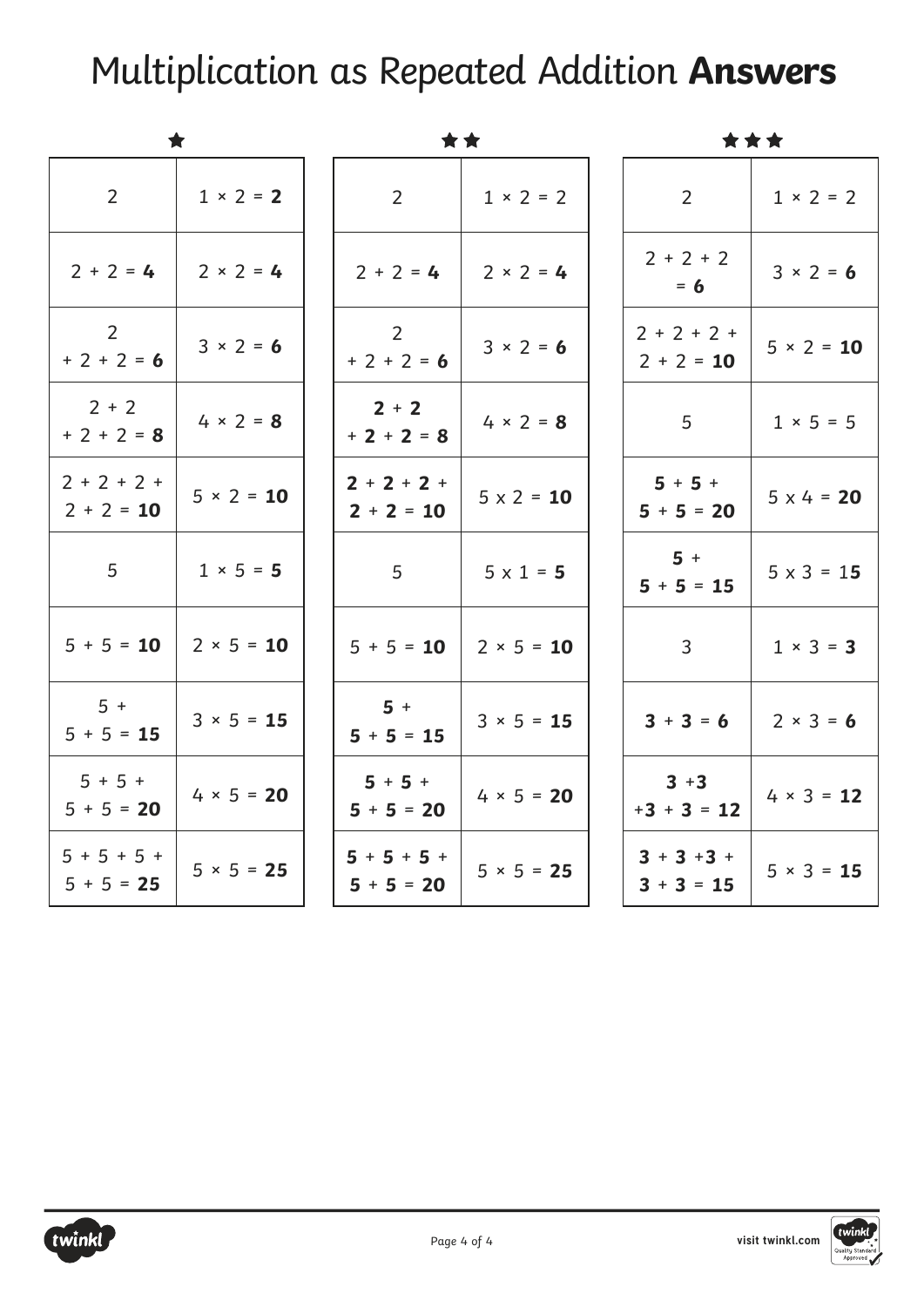# Multiplication as Repeated Addition **Answers**

★

| | |
|---|---|
| 2 | 1 × 2 = **2** |
| 2 + 2 = **4** | 2 × 2 = **4** |
| 2 + 2 + 2 = **6** | 3 × 2 = **6** |
| 2 + 2 + 2 + 2 = **8** | 4 × 2 = **8** |
| 2 + 2 + 2 + 2 + 2 = **10** | 5 × 2 = **10** |
| 5 | 1 × 5 = **5** |
| 5 + 5 = **10** | 2 × 5 = **10** |
| 5 + 5 + 5 = **15** | 3 × 5 = **15** |
| 5 + 5 + 5 + 5 = **20** | 4 × 5 = **20** |
| 5 + 5 + 5 + 5 + 5 = **25** | 5 × 5 = **25** |

★★

| | |
|---|---|
| 2 | 1 × 2 = 2 |
| 2 + 2 = **4** | 2 × 2 = **4** |
| 2 + 2 + 2 = **6** | 3 × 2 = **6** |
| **2** + **2** + **2** + **2** = **8** | 4 × 2 = **8** |
| **2** + **2** + **2** + **2** + **2** = **10** | 5 x 2 = **10** |
| 5 | 5 x 1 = **5** |
| 5 + 5 = **10** | 2 × 5 = **10** |
| **5** + **5** + **5** = **15** | 3 × 5 = **15** |
| **5** + **5** + **5** + **5** = **20** | 4 × 5 = **20** |
| **5** + **5** + **5** + **5** + **5** = **20** | 5 × 5 = **25** |

★★★

| | |
|---|---|
| 2 | 1 × 2 = 2 |
| 2 + 2 + 2 = **6** | 3 × 2 = **6** |
| 2 + 2 + 2 + 2 + 2 = **10** | 5 × 2 = **10** |
| 5 | 1 × 5 = 5 |
| **5** + **5** + **5** + **5** = **20** | 5 x 4 = **20** |
| **5** + **5** + **5** = **15** | 5 x 3 = 1**5** |
| 3 | 1 × 3 = **3** |
| **3** + **3** = **6** | 2 × 3 = **6** |
| **3** +**3** +**3** + **3** = **12** | 4 × 3 = **12** |
| **3** + **3** +**3** + **3** + **3** = **15** | 5 × 3 = **15** |